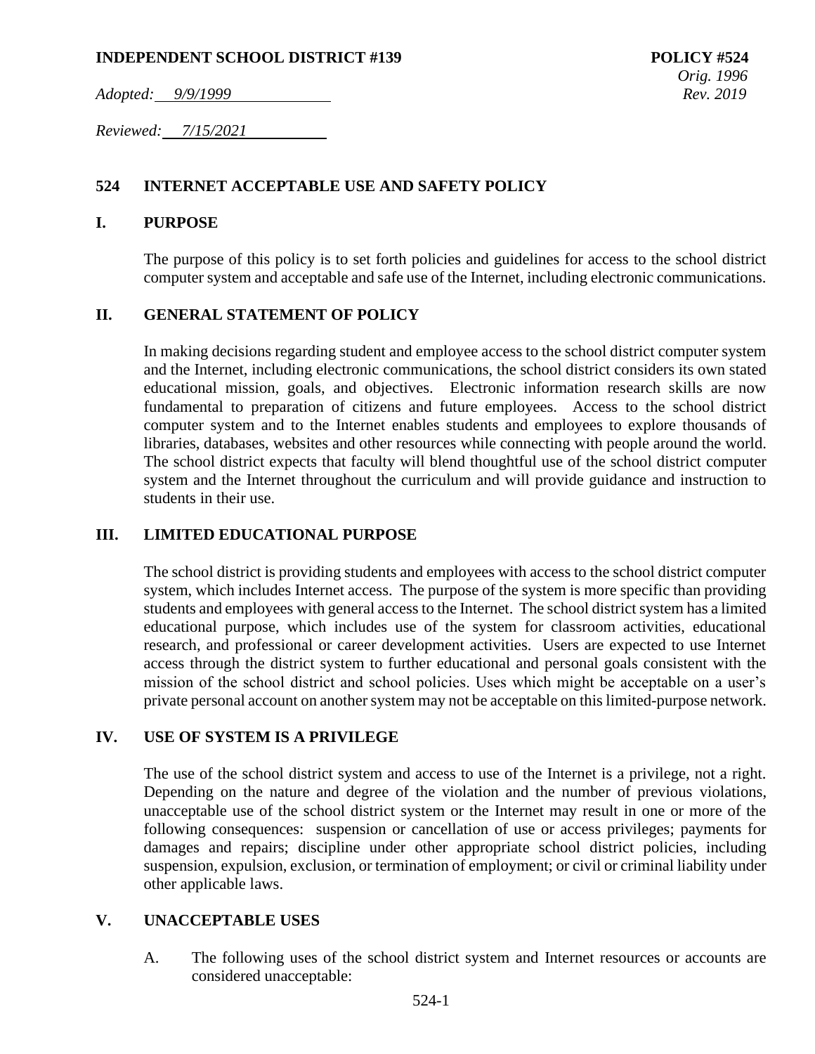**INDEPENDENT SCHOOL DISTRICT #139** **POLICY #524**

*Orig. 1996*

*Adopted: 9/9/1999* *Rev. 2019*

*Reviewed: 7/15/2021*

## 524 INTERNET ACCEPTABLE USE AND SAFETY POLICY

### I. PURPOSE

The purpose of this policy is to set forth policies and guidelines for access to the school district computer system and acceptable and safe use of the Internet, including electronic communications.

### II. GENERAL STATEMENT OF POLICY

In making decisions regarding student and employee access to the school district computer system and the Internet, including electronic communications, the school district considers its own stated educational mission, goals, and objectives. Electronic information research skills are now fundamental to preparation of citizens and future employees. Access to the school district computer system and to the Internet enables students and employees to explore thousands of libraries, databases, websites and other resources while connecting with people around the world. The school district expects that faculty will blend thoughtful use of the school district computer system and the Internet throughout the curriculum and will provide guidance and instruction to students in their use.

### III. LIMITED EDUCATIONAL PURPOSE

The school district is providing students and employees with access to the school district computer system, which includes Internet access. The purpose of the system is more specific than providing students and employees with general access to the Internet. The school district system has a limited educational purpose, which includes use of the system for classroom activities, educational research, and professional or career development activities. Users are expected to use Internet access through the district system to further educational and personal goals consistent with the mission of the school district and school policies. Uses which might be acceptable on a user's private personal account on another system may not be acceptable on this limited-purpose network.

### IV. USE OF SYSTEM IS A PRIVILEGE

The use of the school district system and access to use of the Internet is a privilege, not a right. Depending on the nature and degree of the violation and the number of previous violations, unacceptable use of the school district system or the Internet may result in one or more of the following consequences: suspension or cancellation of use or access privileges; payments for damages and repairs; discipline under other appropriate school district policies, including suspension, expulsion, exclusion, or termination of employment; or civil or criminal liability under other applicable laws.

### V. UNACCEPTABLE USES

A. The following uses of the school district system and Internet resources or accounts are considered unacceptable: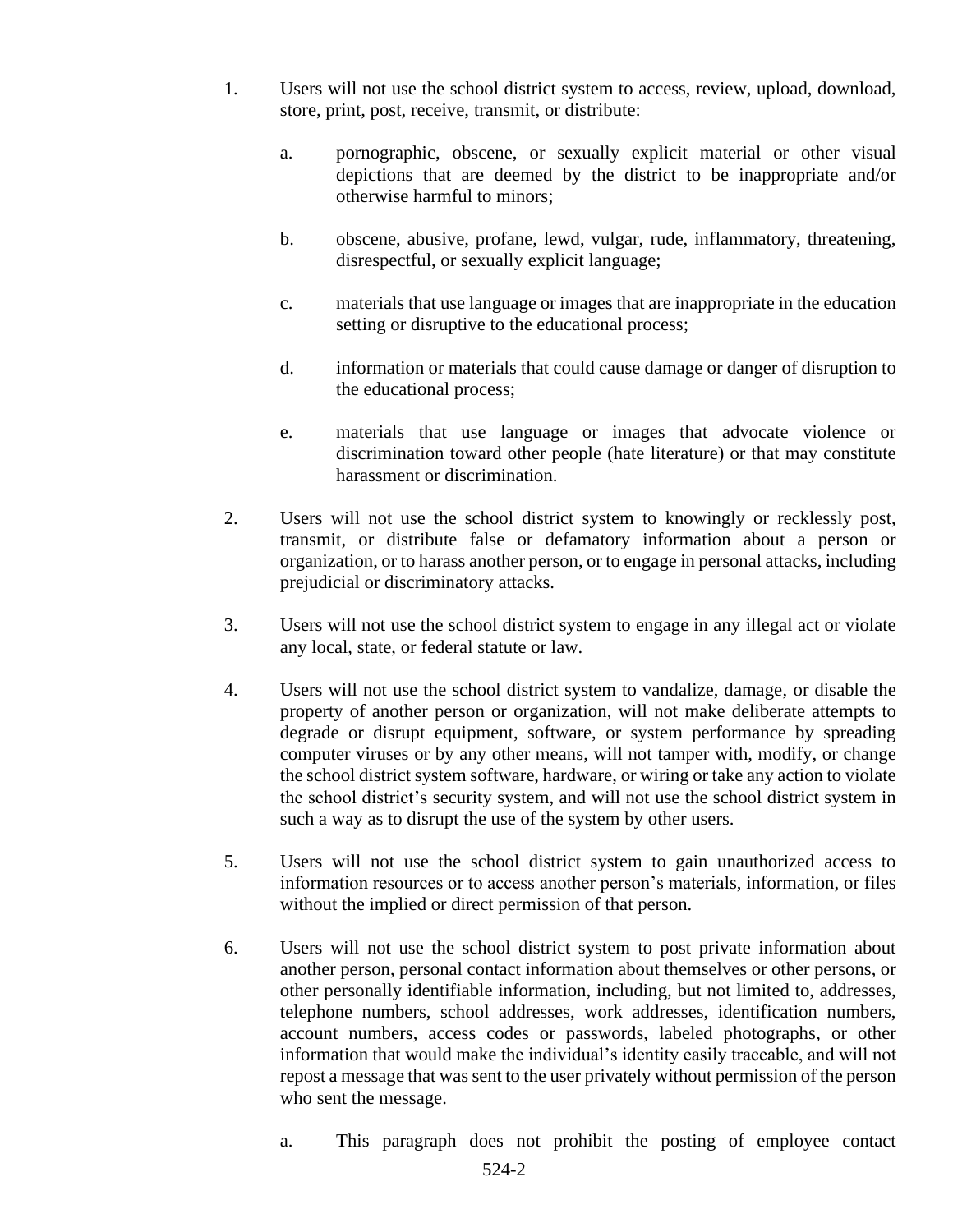1. Users will not use the school district system to access, review, upload, download, store, print, post, receive, transmit, or distribute:

    a. pornographic, obscene, or sexually explicit material or other visual depictions that are deemed by the district to be inappropriate and/or otherwise harmful to minors;

    b. obscene, abusive, profane, lewd, vulgar, rude, inflammatory, threatening, disrespectful, or sexually explicit language;

    c. materials that use language or images that are inappropriate in the education setting or disruptive to the educational process;

    d. information or materials that could cause damage or danger of disruption to the educational process;

    e. materials that use language or images that advocate violence or discrimination toward other people (hate literature) or that may constitute harassment or discrimination.

2. Users will not use the school district system to knowingly or recklessly post, transmit, or distribute false or defamatory information about a person or organization, or to harass another person, or to engage in personal attacks, including prejudicial or discriminatory attacks.

3. Users will not use the school district system to engage in any illegal act or violate any local, state, or federal statute or law.

4. Users will not use the school district system to vandalize, damage, or disable the property of another person or organization, will not make deliberate attempts to degrade or disrupt equipment, software, or system performance by spreading computer viruses or by any other means, will not tamper with, modify, or change the school district system software, hardware, or wiring or take any action to violate the school district's security system, and will not use the school district system in such a way as to disrupt the use of the system by other users.

5. Users will not use the school district system to gain unauthorized access to information resources or to access another person's materials, information, or files without the implied or direct permission of that person.

6. Users will not use the school district system to post private information about another person, personal contact information about themselves or other persons, or other personally identifiable information, including, but not limited to, addresses, telephone numbers, school addresses, work addresses, identification numbers, account numbers, access codes or passwords, labeled photographs, or other information that would make the individual's identity easily traceable, and will not repost a message that was sent to the user privately without permission of the person who sent the message.

    a. This paragraph does not prohibit the posting of employee contact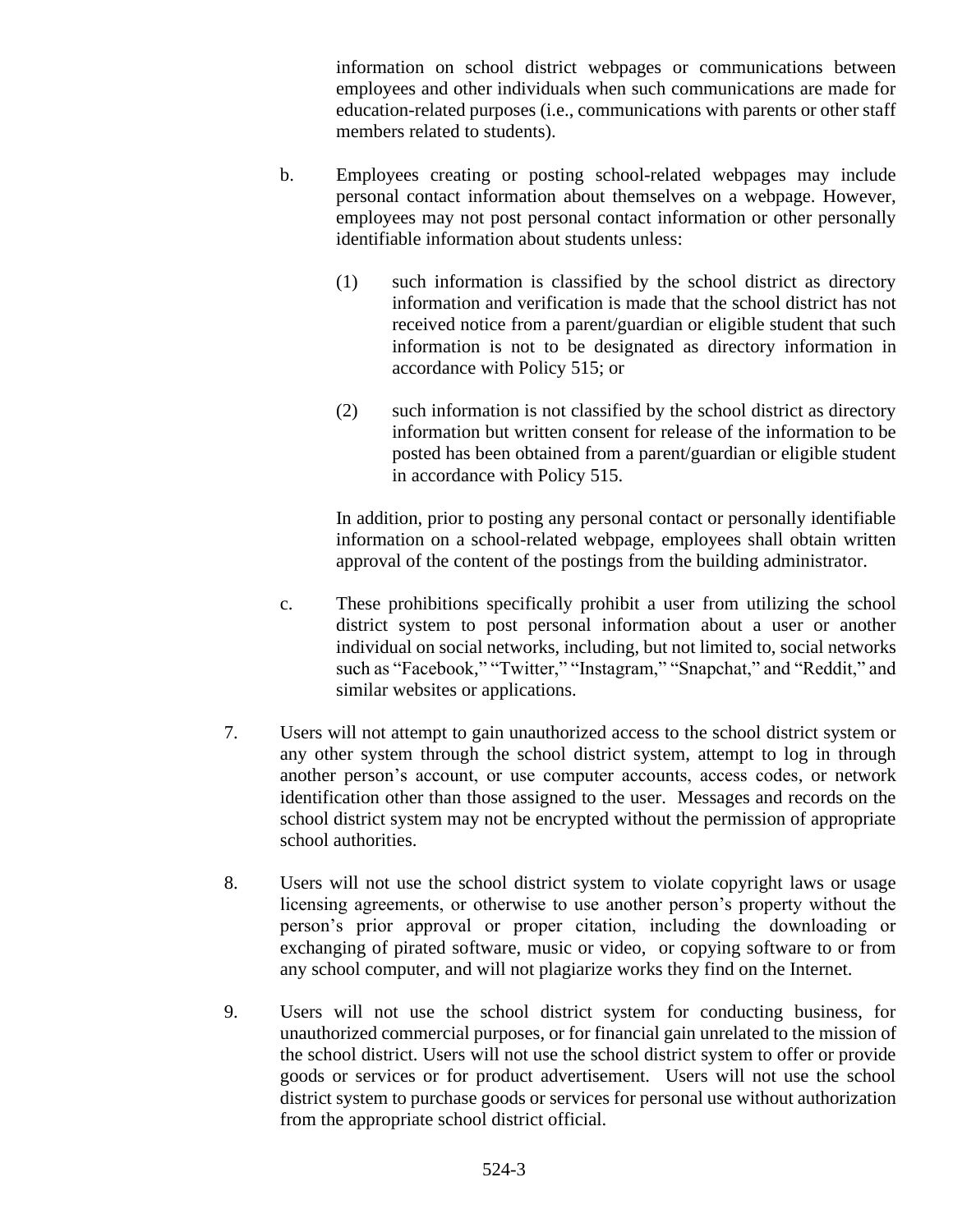information on school district webpages or communications between employees and other individuals when such communications are made for education-related purposes (i.e., communications with parents or other staff members related to students).

b. Employees creating or posting school-related webpages may include personal contact information about themselves on a webpage. However, employees may not post personal contact information or other personally identifiable information about students unless:

   (1) such information is classified by the school district as directory information and verification is made that the school district has not received notice from a parent/guardian or eligible student that such information is not to be designated as directory information in accordance with Policy 515; or

   (2) such information is not classified by the school district as directory information but written consent for release of the information to be posted has been obtained from a parent/guardian or eligible student in accordance with Policy 515.

   In addition, prior to posting any personal contact or personally identifiable information on a school-related webpage, employees shall obtain written approval of the content of the postings from the building administrator.

c. These prohibitions specifically prohibit a user from utilizing the school district system to post personal information about a user or another individual on social networks, including, but not limited to, social networks such as "Facebook," "Twitter," "Instagram," "Snapchat," and "Reddit," and similar websites or applications.

7. Users will not attempt to gain unauthorized access to the school district system or any other system through the school district system, attempt to log in through another person's account, or use computer accounts, access codes, or network identification other than those assigned to the user. Messages and records on the school district system may not be encrypted without the permission of appropriate school authorities.

8. Users will not use the school district system to violate copyright laws or usage licensing agreements, or otherwise to use another person's property without the person's prior approval or proper citation, including the downloading or exchanging of pirated software, music or video, or copying software to or from any school computer, and will not plagiarize works they find on the Internet.

9. Users will not use the school district system for conducting business, for unauthorized commercial purposes, or for financial gain unrelated to the mission of the school district. Users will not use the school district system to offer or provide goods or services or for product advertisement. Users will not use the school district system to purchase goods or services for personal use without authorization from the appropriate school district official.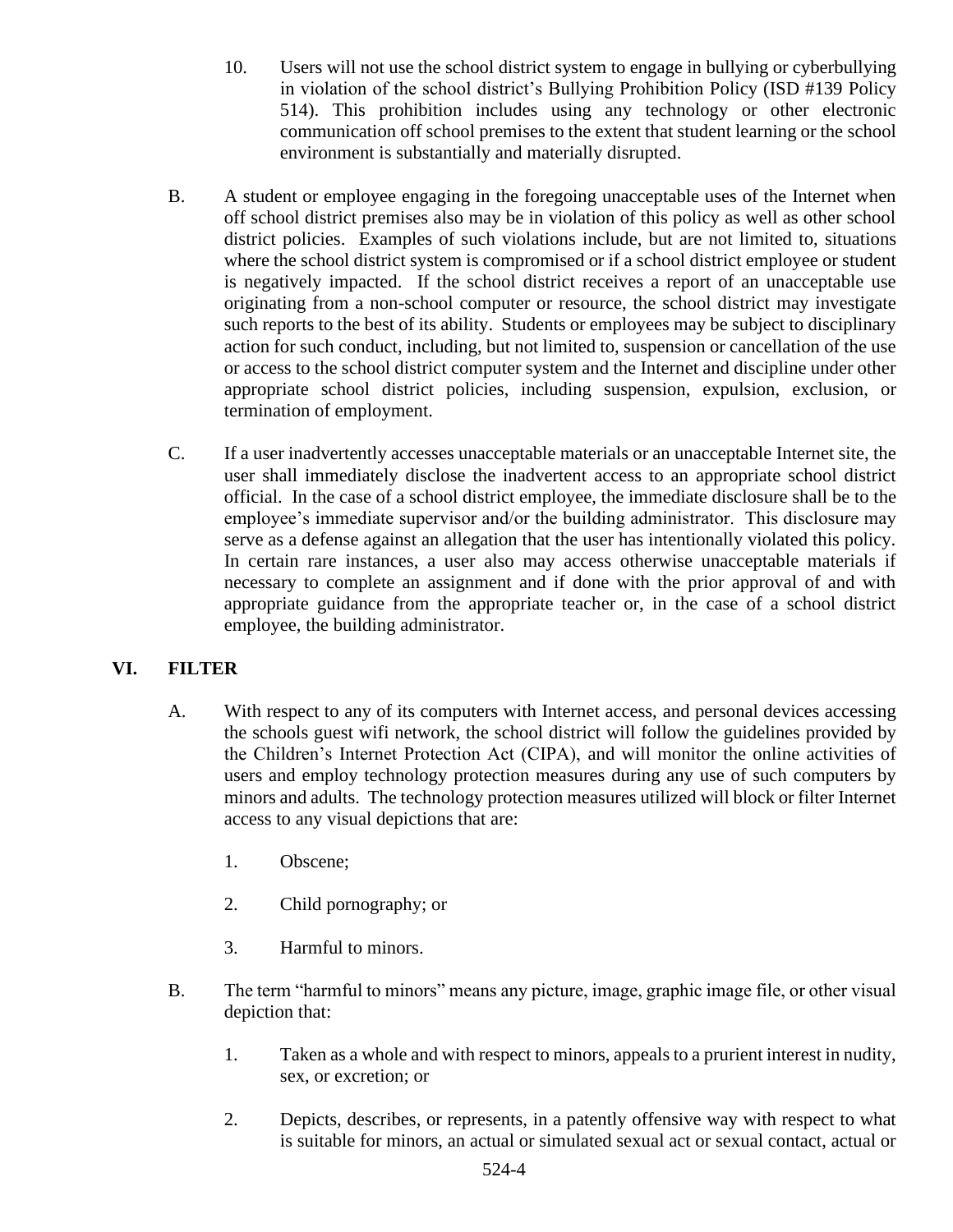10. Users will not use the school district system to engage in bullying or cyberbullying in violation of the school district's Bullying Prohibition Policy (ISD #139 Policy 514). This prohibition includes using any technology or other electronic communication off school premises to the extent that student learning or the school environment is substantially and materially disrupted.

B. A student or employee engaging in the foregoing unacceptable uses of the Internet when off school district premises also may be in violation of this policy as well as other school district policies. Examples of such violations include, but are not limited to, situations where the school district system is compromised or if a school district employee or student is negatively impacted. If the school district receives a report of an unacceptable use originating from a non-school computer or resource, the school district may investigate such reports to the best of its ability. Students or employees may be subject to disciplinary action for such conduct, including, but not limited to, suspension or cancellation of the use or access to the school district computer system and the Internet and discipline under other appropriate school district policies, including suspension, expulsion, exclusion, or termination of employment.

C. If a user inadvertently accesses unacceptable materials or an unacceptable Internet site, the user shall immediately disclose the inadvertent access to an appropriate school district official. In the case of a school district employee, the immediate disclosure shall be to the employee's immediate supervisor and/or the building administrator. This disclosure may serve as a defense against an allegation that the user has intentionally violated this policy. In certain rare instances, a user also may access otherwise unacceptable materials if necessary to complete an assignment and if done with the prior approval of and with appropriate guidance from the appropriate teacher or, in the case of a school district employee, the building administrator.

## VI. FILTER

A. With respect to any of its computers with Internet access, and personal devices accessing the schools guest wifi network, the school district will follow the guidelines provided by the Children's Internet Protection Act (CIPA), and will monitor the online activities of users and employ technology protection measures during any use of such computers by minors and adults. The technology protection measures utilized will block or filter Internet access to any visual depictions that are:

1. Obscene;

2. Child pornography; or

3. Harmful to minors.

B. The term "harmful to minors" means any picture, image, graphic image file, or other visual depiction that:

1. Taken as a whole and with respect to minors, appeals to a prurient interest in nudity, sex, or excretion; or

2. Depicts, describes, or represents, in a patently offensive way with respect to what is suitable for minors, an actual or simulated sexual act or sexual contact, actual or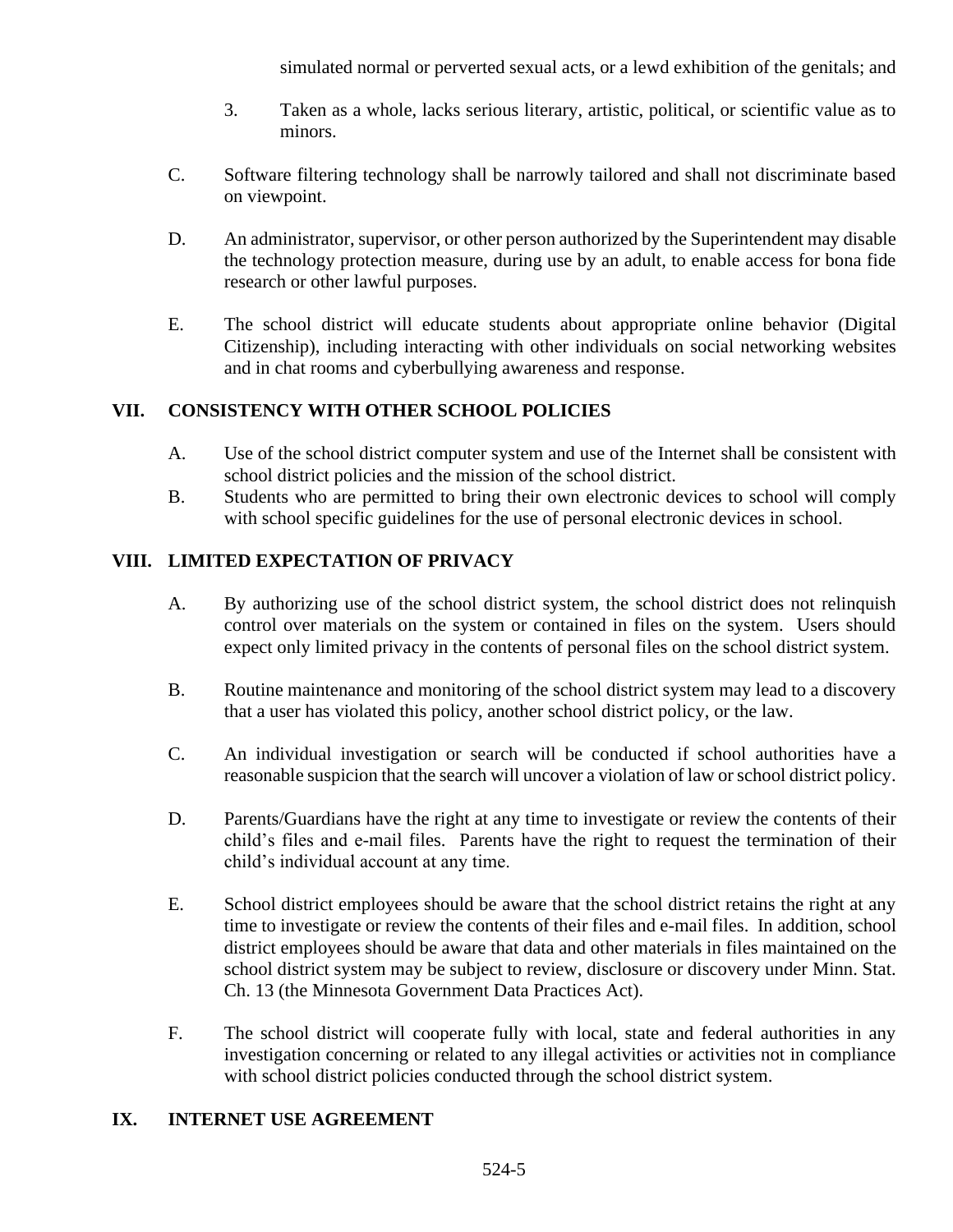simulated normal or perverted sexual acts, or a lewd exhibition of the genitals; and

3. Taken as a whole, lacks serious literary, artistic, political, or scientific value as to minors.

C. Software filtering technology shall be narrowly tailored and shall not discriminate based on viewpoint.

D. An administrator, supervisor, or other person authorized by the Superintendent may disable the technology protection measure, during use by an adult, to enable access for bona fide research or other lawful purposes.

E. The school district will educate students about appropriate online behavior (Digital Citizenship), including interacting with other individuals on social networking websites and in chat rooms and cyberbullying awareness and response.

## VII. CONSISTENCY WITH OTHER SCHOOL POLICIES

A. Use of the school district computer system and use of the Internet shall be consistent with school district policies and the mission of the school district.

B. Students who are permitted to bring their own electronic devices to school will comply with school specific guidelines for the use of personal electronic devices in school.

## VIII. LIMITED EXPECTATION OF PRIVACY

A. By authorizing use of the school district system, the school district does not relinquish control over materials on the system or contained in files on the system. Users should expect only limited privacy in the contents of personal files on the school district system.

B. Routine maintenance and monitoring of the school district system may lead to a discovery that a user has violated this policy, another school district policy, or the law.

C. An individual investigation or search will be conducted if school authorities have a reasonable suspicion that the search will uncover a violation of law or school district policy.

D. Parents/Guardians have the right at any time to investigate or review the contents of their child's files and e-mail files. Parents have the right to request the termination of their child's individual account at any time.

E. School district employees should be aware that the school district retains the right at any time to investigate or review the contents of their files and e-mail files. In addition, school district employees should be aware that data and other materials in files maintained on the school district system may be subject to review, disclosure or discovery under Minn. Stat. Ch. 13 (the Minnesota Government Data Practices Act).

F. The school district will cooperate fully with local, state and federal authorities in any investigation concerning or related to any illegal activities or activities not in compliance with school district policies conducted through the school district system.

## IX. INTERNET USE AGREEMENT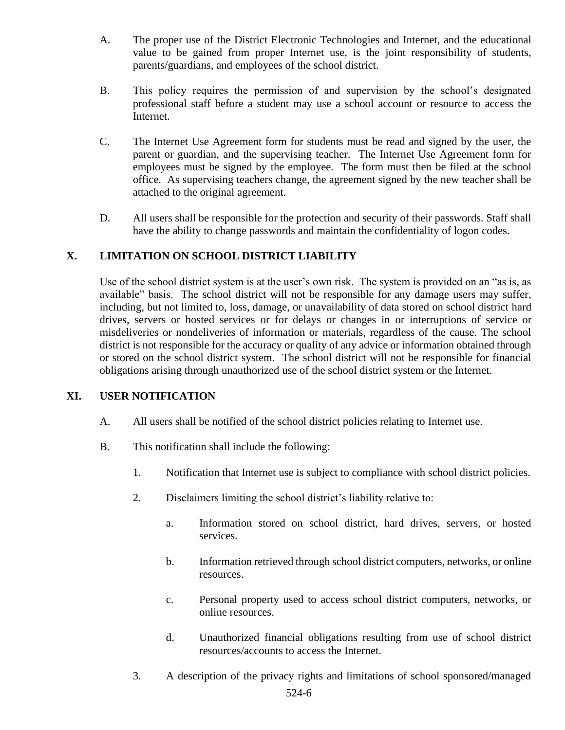A. The proper use of the District Electronic Technologies and Internet, and the educational value to be gained from proper Internet use, is the joint responsibility of students, parents/guardians, and employees of the school district.

B. This policy requires the permission of and supervision by the school's designated professional staff before a student may use a school account or resource to access the Internet.

C. The Internet Use Agreement form for students must be read and signed by the user, the parent or guardian, and the supervising teacher. The Internet Use Agreement form for employees must be signed by the employee. The form must then be filed at the school office. As supervising teachers change, the agreement signed by the new teacher shall be attached to the original agreement.

D. All users shall be responsible for the protection and security of their passwords. Staff shall have the ability to change passwords and maintain the confidentiality of logon codes.

## X. LIMITATION ON SCHOOL DISTRICT LIABILITY

Use of the school district system is at the user's own risk. The system is provided on an "as is, as available" basis. The school district will not be responsible for any damage users may suffer, including, but not limited to, loss, damage, or unavailability of data stored on school district hard drives, servers or hosted services or for delays or changes in or interruptions of service or misdeliveries or nondeliveries of information or materials, regardless of the cause. The school district is not responsible for the accuracy or quality of any advice or information obtained through or stored on the school district system. The school district will not be responsible for financial obligations arising through unauthorized use of the school district system or the Internet.

## XI. USER NOTIFICATION

A. All users shall be notified of the school district policies relating to Internet use.

B. This notification shall include the following:

1. Notification that Internet use is subject to compliance with school district policies.

2. Disclaimers limiting the school district's liability relative to:

   a. Information stored on school district, hard drives, servers, or hosted services.

   b. Information retrieved through school district computers, networks, or online resources.

   c. Personal property used to access school district computers, networks, or online resources.

   d. Unauthorized financial obligations resulting from use of school district resources/accounts to access the Internet.

3. A description of the privacy rights and limitations of school sponsored/managed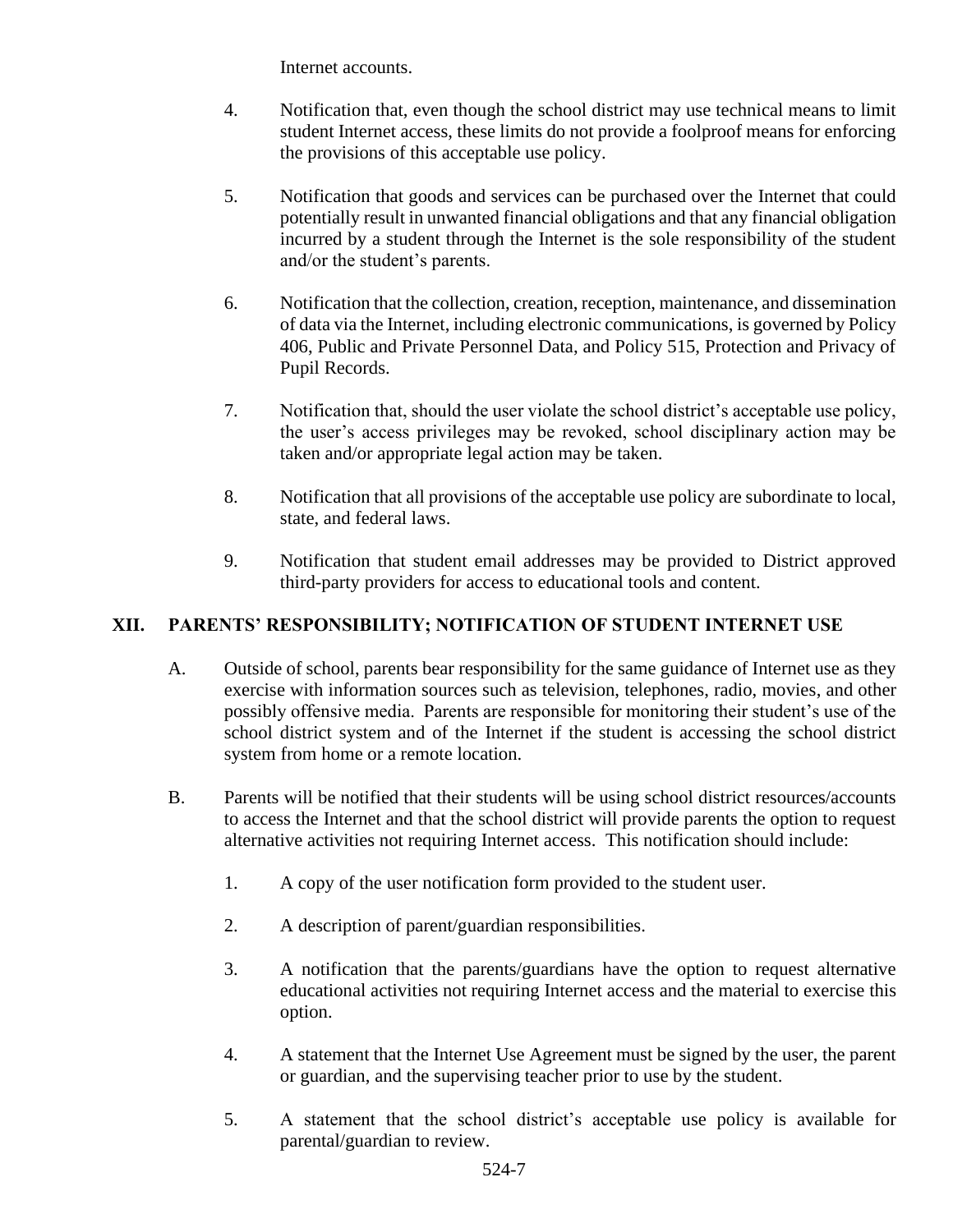Internet accounts.

4. Notification that, even though the school district may use technical means to limit student Internet access, these limits do not provide a foolproof means for enforcing the provisions of this acceptable use policy.

5. Notification that goods and services can be purchased over the Internet that could potentially result in unwanted financial obligations and that any financial obligation incurred by a student through the Internet is the sole responsibility of the student and/or the student's parents.

6. Notification that the collection, creation, reception, maintenance, and dissemination of data via the Internet, including electronic communications, is governed by Policy 406, Public and Private Personnel Data, and Policy 515, Protection and Privacy of Pupil Records.

7. Notification that, should the user violate the school district's acceptable use policy, the user's access privileges may be revoked, school disciplinary action may be taken and/or appropriate legal action may be taken.

8. Notification that all provisions of the acceptable use policy are subordinate to local, state, and federal laws.

9. Notification that student email addresses may be provided to District approved third-party providers for access to educational tools and content.

## XII. PARENTS' RESPONSIBILITY; NOTIFICATION OF STUDENT INTERNET USE

A. Outside of school, parents bear responsibility for the same guidance of Internet use as they exercise with information sources such as television, telephones, radio, movies, and other possibly offensive media. Parents are responsible for monitoring their student's use of the school district system and of the Internet if the student is accessing the school district system from home or a remote location.

B. Parents will be notified that their students will be using school district resources/accounts to access the Internet and that the school district will provide parents the option to request alternative activities not requiring Internet access. This notification should include:

1. A copy of the user notification form provided to the student user.

2. A description of parent/guardian responsibilities.

3. A notification that the parents/guardians have the option to request alternative educational activities not requiring Internet access and the material to exercise this option.

4. A statement that the Internet Use Agreement must be signed by the user, the parent or guardian, and the supervising teacher prior to use by the student.

5. A statement that the school district's acceptable use policy is available for parental/guardian to review.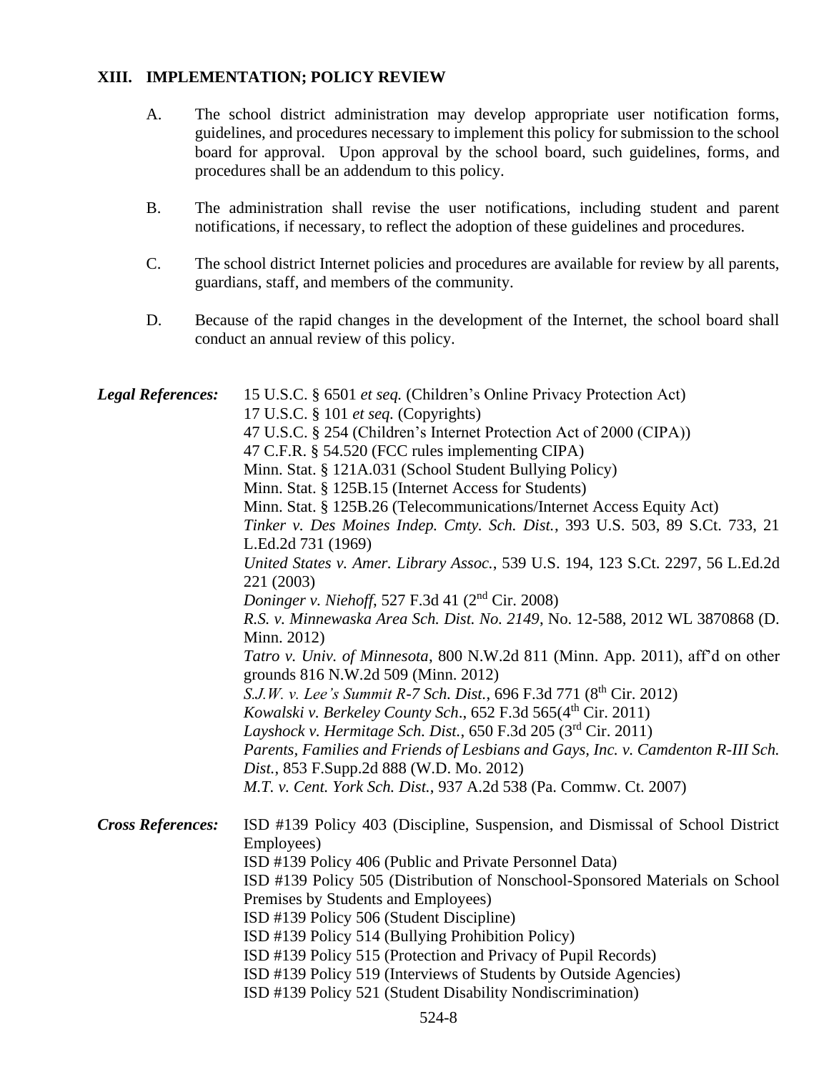## XIII. IMPLEMENTATION; POLICY REVIEW

A. The school district administration may develop appropriate user notification forms, guidelines, and procedures necessary to implement this policy for submission to the school board for approval. Upon approval by the school board, such guidelines, forms, and procedures shall be an addendum to this policy.

B. The administration shall revise the user notifications, including student and parent notifications, if necessary, to reflect the adoption of these guidelines and procedures.

C. The school district Internet policies and procedures are available for review by all parents, guardians, staff, and members of the community.

D. Because of the rapid changes in the development of the Internet, the school board shall conduct an annual review of this policy.

***Legal References:***

15 U.S.C. § 6501 *et seq.* (Children's Online Privacy Protection Act)
17 U.S.C. § 101 *et seq.* (Copyrights)
47 U.S.C. § 254 (Children's Internet Protection Act of 2000 (CIPA))
47 C.F.R. § 54.520 (FCC rules implementing CIPA)
Minn. Stat. § 121A.031 (School Student Bullying Policy)
Minn. Stat. § 125B.15 (Internet Access for Students)
Minn. Stat. § 125B.26 (Telecommunications/Internet Access Equity Act)
*Tinker v. Des Moines Indep. Cmty. Sch. Dist.*, 393 U.S. 503, 89 S.Ct. 733, 21 L.Ed.2d 731 (1969)
*United States v. Amer. Library Assoc.*, 539 U.S. 194, 123 S.Ct. 2297, 56 L.Ed.2d 221 (2003)
*Doninger v. Niehoff*, 527 F.3d 41 (2nd Cir. 2008)
*R.S. v. Minnewaska Area Sch. Dist. No. 2149*, No. 12-588, 2012 WL 3870868 (D. Minn. 2012)
*Tatro v. Univ. of Minnesota*, 800 N.W.2d 811 (Minn. App. 2011), aff'd on other grounds 816 N.W.2d 509 (Minn. 2012)
*S.J.W. v. Lee's Summit R-7 Sch. Dist.*, 696 F.3d 771 (8th Cir. 2012)
*Kowalski v. Berkeley County Sch*., 652 F.3d 565(4th Cir. 2011)
*Layshock v. Hermitage Sch. Dist.*, 650 F.3d 205 (3rd Cir. 2011)
*Parents, Families and Friends of Lesbians and Gays, Inc. v. Camdenton R-III Sch. Dist.*, 853 F.Supp.2d 888 (W.D. Mo. 2012)
*M.T. v. Cent. York Sch. Dist.*, 937 A.2d 538 (Pa. Commw. Ct. 2007)

***Cross References:***

ISD #139 Policy 403 (Discipline, Suspension, and Dismissal of School District Employees)
ISD #139 Policy 406 (Public and Private Personnel Data)
ISD #139 Policy 505 (Distribution of Nonschool-Sponsored Materials on School Premises by Students and Employees)
ISD #139 Policy 506 (Student Discipline)
ISD #139 Policy 514 (Bullying Prohibition Policy)
ISD #139 Policy 515 (Protection and Privacy of Pupil Records)
ISD #139 Policy 519 (Interviews of Students by Outside Agencies)
ISD #139 Policy 521 (Student Disability Nondiscrimination)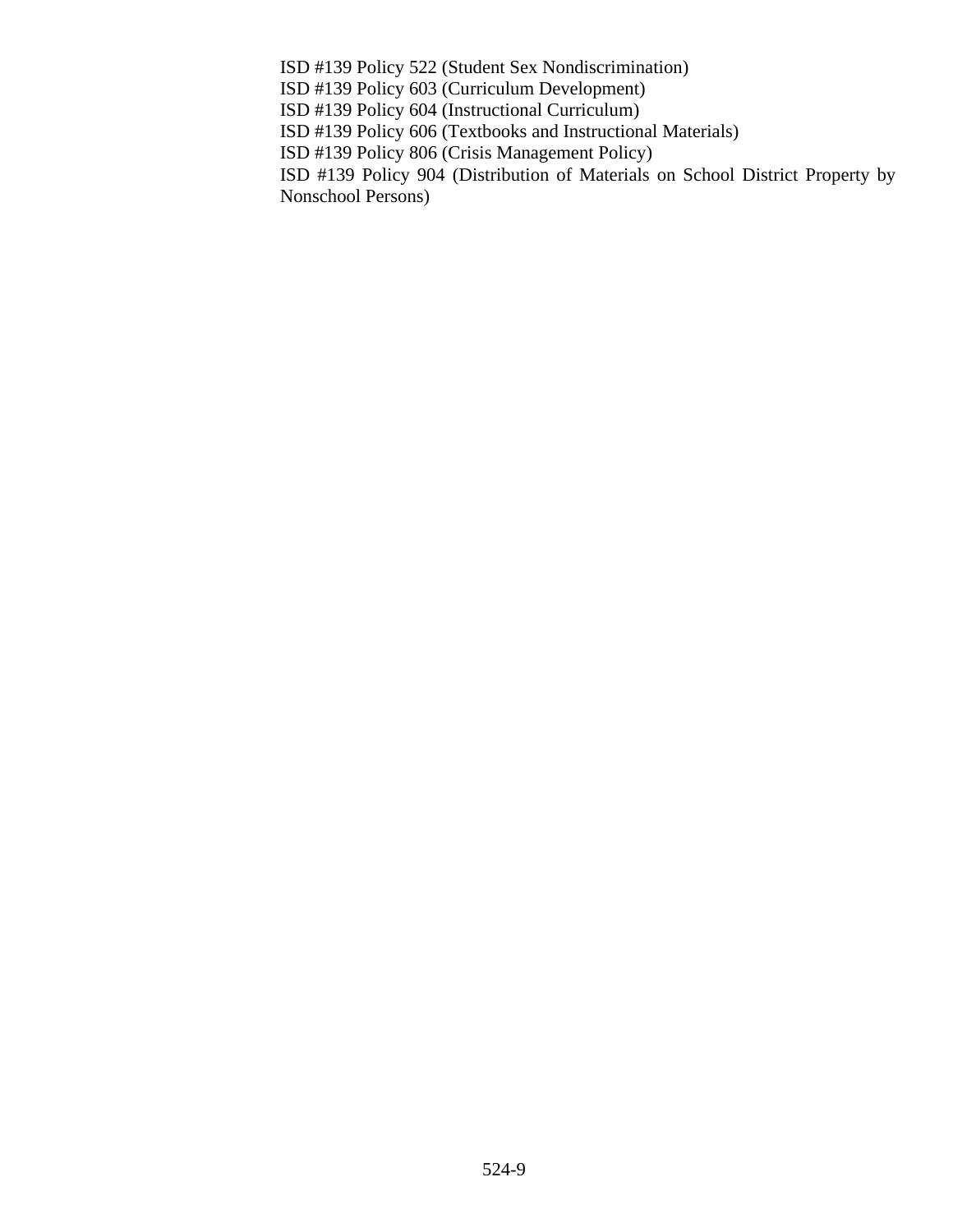ISD #139 Policy 522 (Student Sex Nondiscrimination)
ISD #139 Policy 603 (Curriculum Development)
ISD #139 Policy 604 (Instructional Curriculum)
ISD #139 Policy 606 (Textbooks and Instructional Materials)
ISD #139 Policy 806 (Crisis Management Policy)
ISD #139 Policy 904 (Distribution of Materials on School District Property by Nonschool Persons)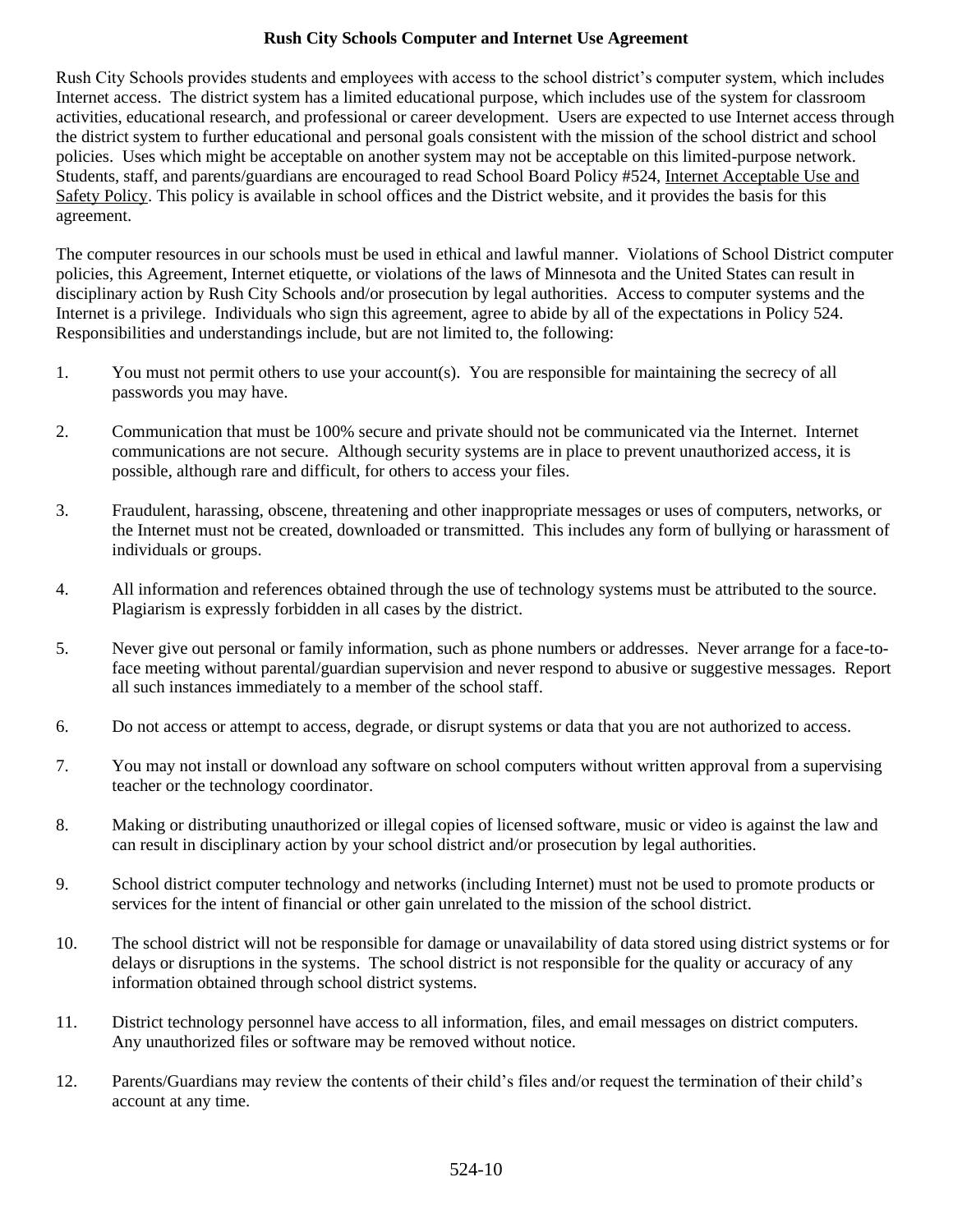# Rush City Schools Computer and Internet Use Agreement

Rush City Schools provides students and employees with access to the school district's computer system, which includes Internet access. The district system has a limited educational purpose, which includes use of the system for classroom activities, educational research, and professional or career development. Users are expected to use Internet access through the district system to further educational and personal goals consistent with the mission of the school district and school policies. Uses which might be acceptable on another system may not be acceptable on this limited-purpose network. Students, staff, and parents/guardians are encouraged to read School Board Policy #524, Internet Acceptable Use and Safety Policy. This policy is available in school offices and the District website, and it provides the basis for this agreement.

The computer resources in our schools must be used in ethical and lawful manner. Violations of School District computer policies, this Agreement, Internet etiquette, or violations of the laws of Minnesota and the United States can result in disciplinary action by Rush City Schools and/or prosecution by legal authorities. Access to computer systems and the Internet is a privilege. Individuals who sign this agreement, agree to abide by all of the expectations in Policy 524. Responsibilities and understandings include, but are not limited to, the following:

1. You must not permit others to use your account(s). You are responsible for maintaining the secrecy of all passwords you may have.
2. Communication that must be 100% secure and private should not be communicated via the Internet. Internet communications are not secure. Although security systems are in place to prevent unauthorized access, it is possible, although rare and difficult, for others to access your files.
3. Fraudulent, harassing, obscene, threatening and other inappropriate messages or uses of computers, networks, or the Internet must not be created, downloaded or transmitted. This includes any form of bullying or harassment of individuals or groups.
4. All information and references obtained through the use of technology systems must be attributed to the source. Plagiarism is expressly forbidden in all cases by the district.
5. Never give out personal or family information, such as phone numbers or addresses. Never arrange for a face-to-face meeting without parental/guardian supervision and never respond to abusive or suggestive messages. Report all such instances immediately to a member of the school staff.
6. Do not access or attempt to access, degrade, or disrupt systems or data that you are not authorized to access.
7. You may not install or download any software on school computers without written approval from a supervising teacher or the technology coordinator.
8. Making or distributing unauthorized or illegal copies of licensed software, music or video is against the law and can result in disciplinary action by your school district and/or prosecution by legal authorities.
9. School district computer technology and networks (including Internet) must not be used to promote products or services for the intent of financial or other gain unrelated to the mission of the school district.
10. The school district will not be responsible for damage or unavailability of data stored using district systems or for delays or disruptions in the systems. The school district is not responsible for the quality or accuracy of any information obtained through school district systems.
11. District technology personnel have access to all information, files, and email messages on district computers. Any unauthorized files or software may be removed without notice.
12. Parents/Guardians may review the contents of their child's files and/or request the termination of their child's account at any time.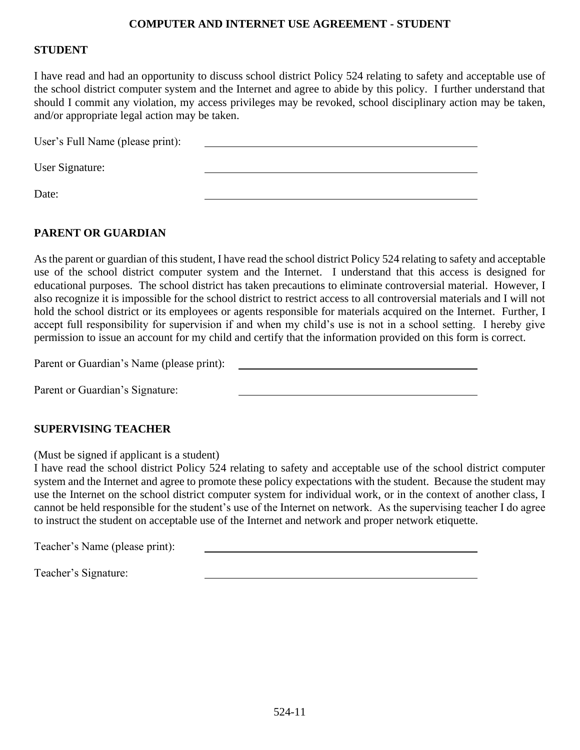## COMPUTER AND INTERNET USE AGREEMENT - STUDENT

### STUDENT

I have read and had an opportunity to discuss school district Policy 524 relating to safety and acceptable use of the school district computer system and the Internet and agree to abide by this policy. I further understand that should I commit any violation, my access privileges may be revoked, school disciplinary action may be taken, and/or appropriate legal action may be taken.

User's Full Name (please print): ______________________________________________

User Signature: ______________________________________________

Date: ______________________________________________

### PARENT OR GUARDIAN

As the parent or guardian of this student, I have read the school district Policy 524 relating to safety and acceptable use of the school district computer system and the Internet. I understand that this access is designed for educational purposes. The school district has taken precautions to eliminate controversial material. However, I also recognize it is impossible for the school district to restrict access to all controversial materials and I will not hold the school district or its employees or agents responsible for materials acquired on the Internet. Further, I accept full responsibility for supervision if and when my child's use is not in a school setting. I hereby give permission to issue an account for my child and certify that the information provided on this form is correct.

Parent or Guardian's Name (please print): ______________________________________________

Parent or Guardian's Signature: ______________________________________________

### SUPERVISING TEACHER

(Must be signed if applicant is a student)
I have read the school district Policy 524 relating to safety and acceptable use of the school district computer system and the Internet and agree to promote these policy expectations with the student. Because the student may use the Internet on the school district computer system for individual work, or in the context of another class, I cannot be held responsible for the student's use of the Internet on network. As the supervising teacher I do agree to instruct the student on acceptable use of the Internet and network and proper network etiquette.

Teacher's Name (please print): ______________________________________________

Teacher's Signature: ______________________________________________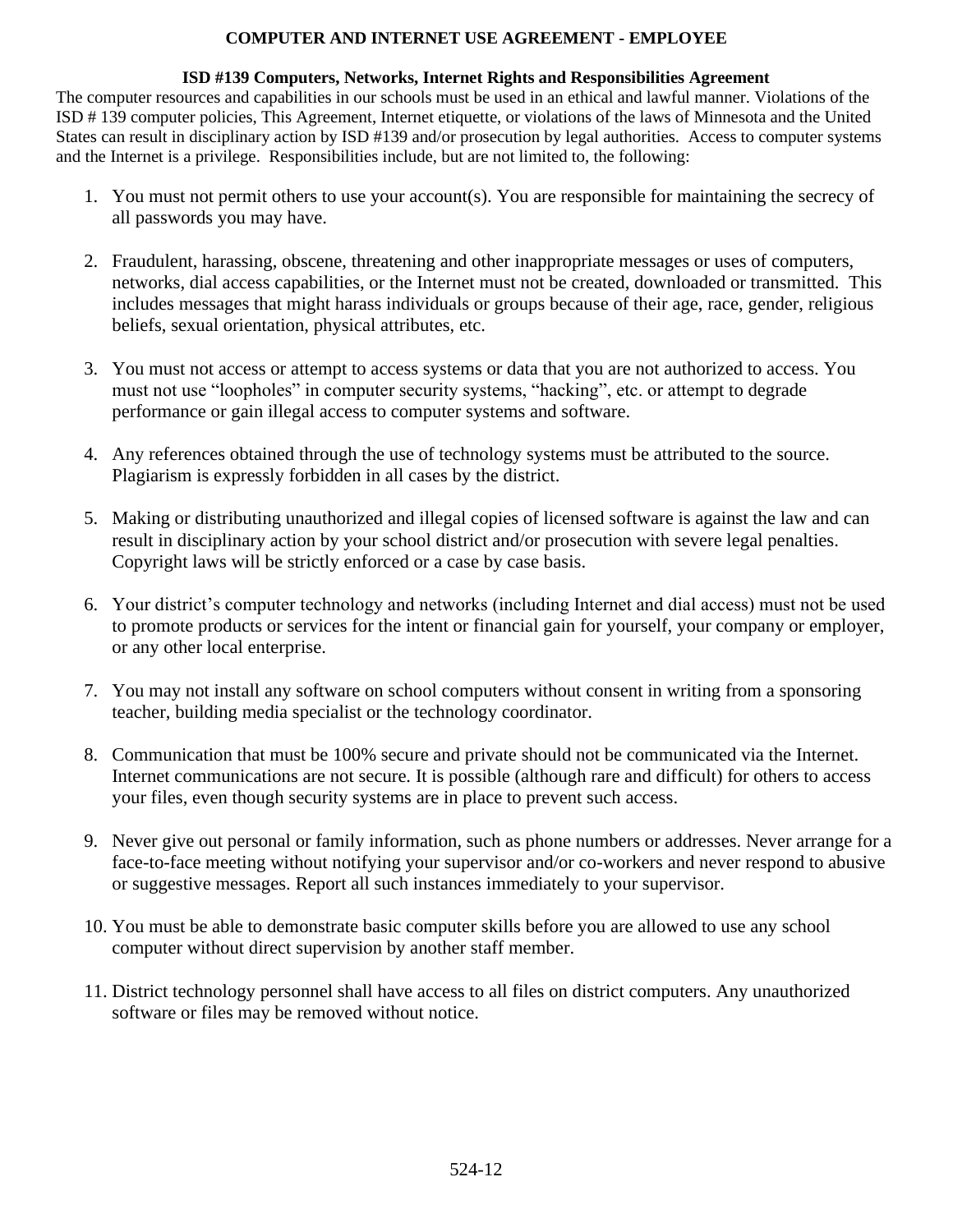## COMPUTER AND INTERNET USE AGREEMENT - EMPLOYEE

### ISD #139 Computers, Networks, Internet Rights and Responsibilities Agreement

The computer resources and capabilities in our schools must be used in an ethical and lawful manner. Violations of the ISD # 139 computer policies, This Agreement, Internet etiquette, or violations of the laws of Minnesota and the United States can result in disciplinary action by ISD #139 and/or prosecution by legal authorities. Access to computer systems and the Internet is a privilege. Responsibilities include, but are not limited to, the following:

1. You must not permit others to use your account(s). You are responsible for maintaining the secrecy of all passwords you may have.

2. Fraudulent, harassing, obscene, threatening and other inappropriate messages or uses of computers, networks, dial access capabilities, or the Internet must not be created, downloaded or transmitted. This includes messages that might harass individuals or groups because of their age, race, gender, religious beliefs, sexual orientation, physical attributes, etc.

3. You must not access or attempt to access systems or data that you are not authorized to access. You must not use "loopholes" in computer security systems, "hacking", etc. or attempt to degrade performance or gain illegal access to computer systems and software.

4. Any references obtained through the use of technology systems must be attributed to the source. Plagiarism is expressly forbidden in all cases by the district.

5. Making or distributing unauthorized and illegal copies of licensed software is against the law and can result in disciplinary action by your school district and/or prosecution with severe legal penalties. Copyright laws will be strictly enforced or a case by case basis.

6. Your district's computer technology and networks (including Internet and dial access) must not be used to promote products or services for the intent or financial gain for yourself, your company or employer, or any other local enterprise.

7. You may not install any software on school computers without consent in writing from a sponsoring teacher, building media specialist or the technology coordinator.

8. Communication that must be 100% secure and private should not be communicated via the Internet. Internet communications are not secure. It is possible (although rare and difficult) for others to access your files, even though security systems are in place to prevent such access.

9. Never give out personal or family information, such as phone numbers or addresses. Never arrange for a face-to-face meeting without notifying your supervisor and/or co-workers and never respond to abusive or suggestive messages. Report all such instances immediately to your supervisor.

10. You must be able to demonstrate basic computer skills before you are allowed to use any school computer without direct supervision by another staff member.

11. District technology personnel shall have access to all files on district computers. Any unauthorized software or files may be removed without notice.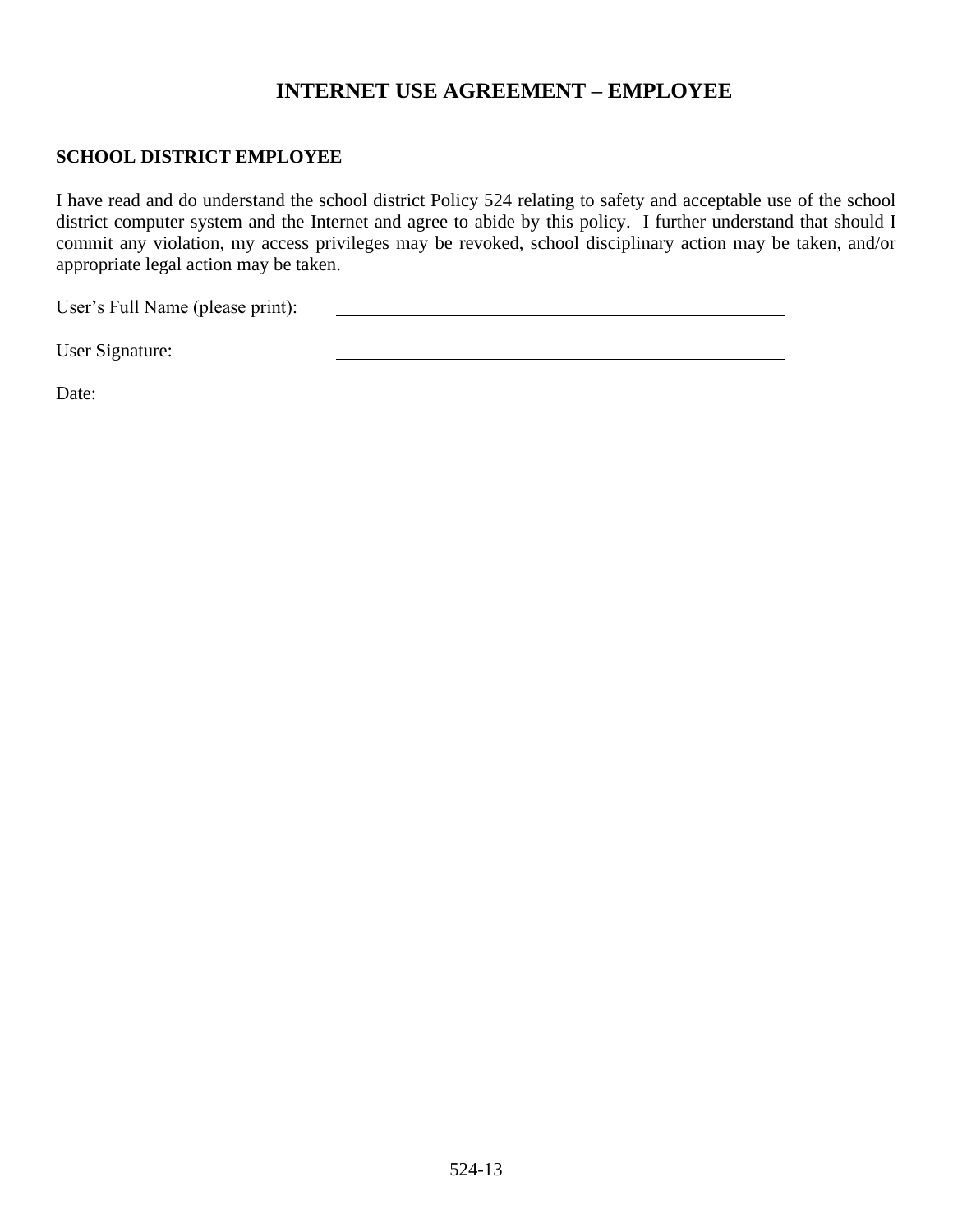# INTERNET USE AGREEMENT – EMPLOYEE

## SCHOOL DISTRICT EMPLOYEE

I have read and do understand the school district Policy 524 relating to safety and acceptable use of the school district computer system and the Internet and agree to abide by this policy. I further understand that should I commit any violation, my access privileges may be revoked, school disciplinary action may be taken, and/or appropriate legal action may be taken.

User's Full Name (please print): ______________________________

User Signature: ______________________________

Date: ______________________________